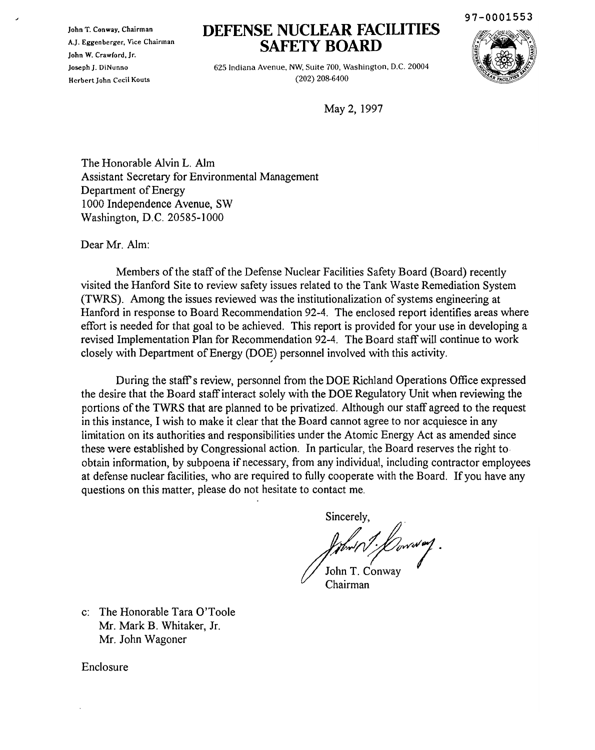97-0001553

John T. Conway, Chairman
A.J. Eggenberger, Vice Chairman
John W. Crawford, Jr.
Joseph J. DiNunno
Herbert John Cecil Kouts

# DEFENSE NUCLEAR FACILITIES SAFETY BOARD

625 Indiana Avenue, NW, Suite 700, Washington, D.C. 20004
(202) 208-6400

May 2, 1997

The Honorable Alvin L. Alm
Assistant Secretary for Environmental Management
Department of Energy
1000 Independence Avenue, SW
Washington, D.C. 20585-1000

Dear Mr. Alm:

Members of the staff of the Defense Nuclear Facilities Safety Board (Board) recently visited the Hanford Site to review safety issues related to the Tank Waste Remediation System (TWRS). Among the issues reviewed was the institutionalization of systems engineering at Hanford in response to Board Recommendation 92-4. The enclosed report identifies areas where effort is needed for that goal to be achieved. This report is provided for your use in developing a revised Implementation Plan for Recommendation 92-4. The Board staff will continue to work closely with Department of Energy (DOE) personnel involved with this activity.

During the staff's review, personnel from the DOE Richland Operations Office expressed the desire that the Board staff interact solely with the DOE Regulatory Unit when reviewing the portions of the TWRS that are planned to be privatized. Although our staff agreed to the request in this instance, I wish to make it clear that the Board cannot agree to nor acquiesce in any limitation on its authorities and responsibilities under the Atomic Energy Act as amended since these were established by Congressional action. In particular, the Board reserves the right to obtain information, by subpoena if necessary, from any individual, including contractor employees at defense nuclear facilities, who are required to fully cooperate with the Board. If you have any questions on this matter, please do not hesitate to contact me.

Sincerely,

John T. Conway
Chairman

c: The Honorable Tara O'Toole
Mr. Mark B. Whitaker, Jr.
Mr. John Wagoner

Enclosure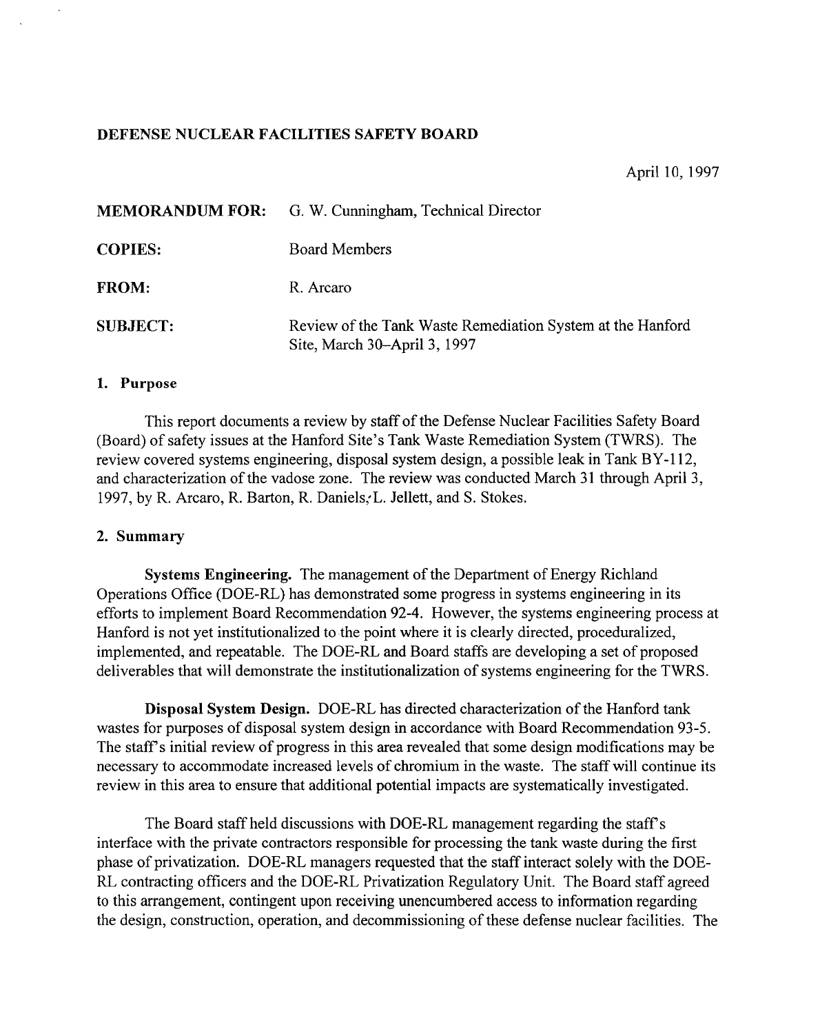**DEFENSE NUCLEAR FACILITIES SAFETY BOARD**

April 10, 1997

| | |
|---|---|
| **MEMORANDUM FOR:** | G. W. Cunningham, Technical Director |
| **COPIES:** | Board Members |
| **FROM:** | R. Arcaro |
| **SUBJECT:** | Review of the Tank Waste Remediation System at the Hanford Site, March 30–April 3, 1997 |

## 1. Purpose

This report documents a review by staff of the Defense Nuclear Facilities Safety Board (Board) of safety issues at the Hanford Site's Tank Waste Remediation System (TWRS). The review covered systems engineering, disposal system design, a possible leak in Tank BY-112, and characterization of the vadose zone. The review was conducted March 31 through April 3, 1997, by R. Arcaro, R. Barton, R. Daniels, L. Jellett, and S. Stokes.

## 2. Summary

**Systems Engineering.** The management of the Department of Energy Richland Operations Office (DOE-RL) has demonstrated some progress in systems engineering in its efforts to implement Board Recommendation 92-4. However, the systems engineering process at Hanford is not yet institutionalized to the point where it is clearly directed, proceduralized, implemented, and repeatable. The DOE-RL and Board staffs are developing a set of proposed deliverables that will demonstrate the institutionalization of systems engineering for the TWRS.

**Disposal System Design.** DOE-RL has directed characterization of the Hanford tank wastes for purposes of disposal system design in accordance with Board Recommendation 93-5. The staff's initial review of progress in this area revealed that some design modifications may be necessary to accommodate increased levels of chromium in the waste. The staff will continue its review in this area to ensure that additional potential impacts are systematically investigated.

The Board staff held discussions with DOE-RL management regarding the staff's interface with the private contractors responsible for processing the tank waste during the first phase of privatization. DOE-RL managers requested that the staff interact solely with the DOE-RL contracting officers and the DOE-RL Privatization Regulatory Unit. The Board staff agreed to this arrangement, contingent upon receiving unencumbered access to information regarding the design, construction, operation, and decommissioning of these defense nuclear facilities. The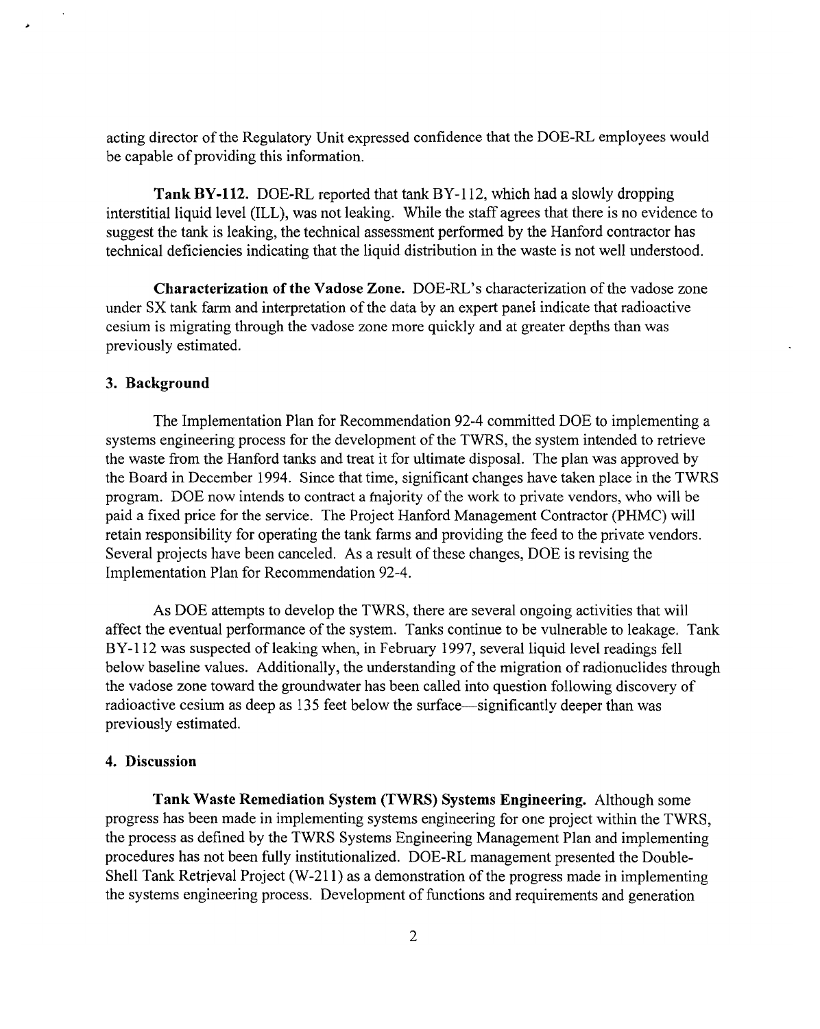acting director of the Regulatory Unit expressed confidence that the DOE-RL employees would be capable of providing this information.

**Tank BY-112.** DOE-RL reported that tank BY-112, which had a slowly dropping interstitial liquid level (ILL), was not leaking. While the staff agrees that there is no evidence to suggest the tank is leaking, the technical assessment performed by the Hanford contractor has technical deficiencies indicating that the liquid distribution in the waste is not well understood.

**Characterization of the Vadose Zone.** DOE-RL's characterization of the vadose zone under SX tank farm and interpretation of the data by an expert panel indicate that radioactive cesium is migrating through the vadose zone more quickly and at greater depths than was previously estimated.

### 3. Background

The Implementation Plan for Recommendation 92-4 committed DOE to implementing a systems engineering process for the development of the TWRS, the system intended to retrieve the waste from the Hanford tanks and treat it for ultimate disposal. The plan was approved by the Board in December 1994. Since that time, significant changes have taken place in the TWRS program. DOE now intends to contract a majority of the work to private vendors, who will be paid a fixed price for the service. The Project Hanford Management Contractor (PHMC) will retain responsibility for operating the tank farms and providing the feed to the private vendors. Several projects have been canceled. As a result of these changes, DOE is revising the Implementation Plan for Recommendation 92-4.

As DOE attempts to develop the TWRS, there are several ongoing activities that will affect the eventual performance of the system. Tanks continue to be vulnerable to leakage. Tank BY-112 was suspected of leaking when, in February 1997, several liquid level readings fell below baseline values. Additionally, the understanding of the migration of radionuclides through the vadose zone toward the groundwater has been called into question following discovery of radioactive cesium as deep as 135 feet below the surface—significantly deeper than was previously estimated.

### 4. Discussion

**Tank Waste Remediation System (TWRS) Systems Engineering.** Although some progress has been made in implementing systems engineering for one project within the TWRS, the process as defined by the TWRS Systems Engineering Management Plan and implementing procedures has not been fully institutionalized. DOE-RL management presented the Double-Shell Tank Retrieval Project (W-211) as a demonstration of the progress made in implementing the systems engineering process. Development of functions and requirements and generation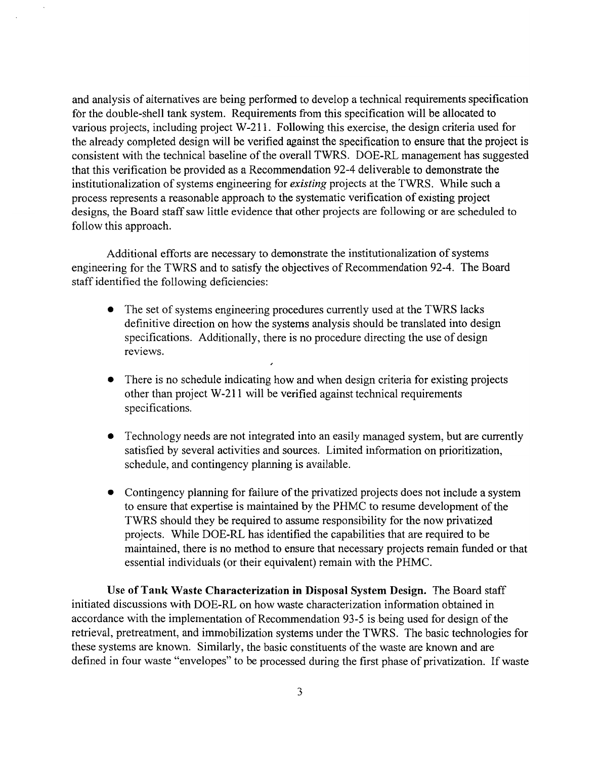and analysis of alternatives are being performed to develop a technical requirements specification for the double-shell tank system. Requirements from this specification will be allocated to various projects, including project W-211. Following this exercise, the design criteria used for the already completed design will be verified against the specification to ensure that the project is consistent with the technical baseline of the overall TWRS. DOE-RL management has suggested that this verification be provided as a Recommendation 92-4 deliverable to demonstrate the institutionalization of systems engineering for *existing* projects at the TWRS. While such a process represents a reasonable approach to the systematic verification of existing project designs, the Board staff saw little evidence that other projects are following or are scheduled to follow this approach.

Additional efforts are necessary to demonstrate the institutionalization of systems engineering for the TWRS and to satisfy the objectives of Recommendation 92-4. The Board staff identified the following deficiencies:

- The set of systems engineering procedures currently used at the TWRS lacks definitive direction on how the systems analysis should be translated into design specifications. Additionally, there is no procedure directing the use of design reviews.

- There is no schedule indicating how and when design criteria for existing projects other than project W-211 will be verified against technical requirements specifications.

- Technology needs are not integrated into an easily managed system, but are currently satisfied by several activities and sources. Limited information on prioritization, schedule, and contingency planning is available.

- Contingency planning for failure of the privatized projects does not include a system to ensure that expertise is maintained by the PHMC to resume development of the TWRS should they be required to assume responsibility for the now privatized projects. While DOE-RL has identified the capabilities that are required to be maintained, there is no method to ensure that necessary projects remain funded or that essential individuals (or their equivalent) remain with the PHMC.

**Use of Tank Waste Characterization in Disposal System Design.** The Board staff initiated discussions with DOE-RL on how waste characterization information obtained in accordance with the implementation of Recommendation 93-5 is being used for design of the retrieval, pretreatment, and immobilization systems under the TWRS. The basic technologies for these systems are known. Similarly, the basic constituents of the waste are known and are defined in four waste "envelopes" to be processed during the first phase of privatization. If waste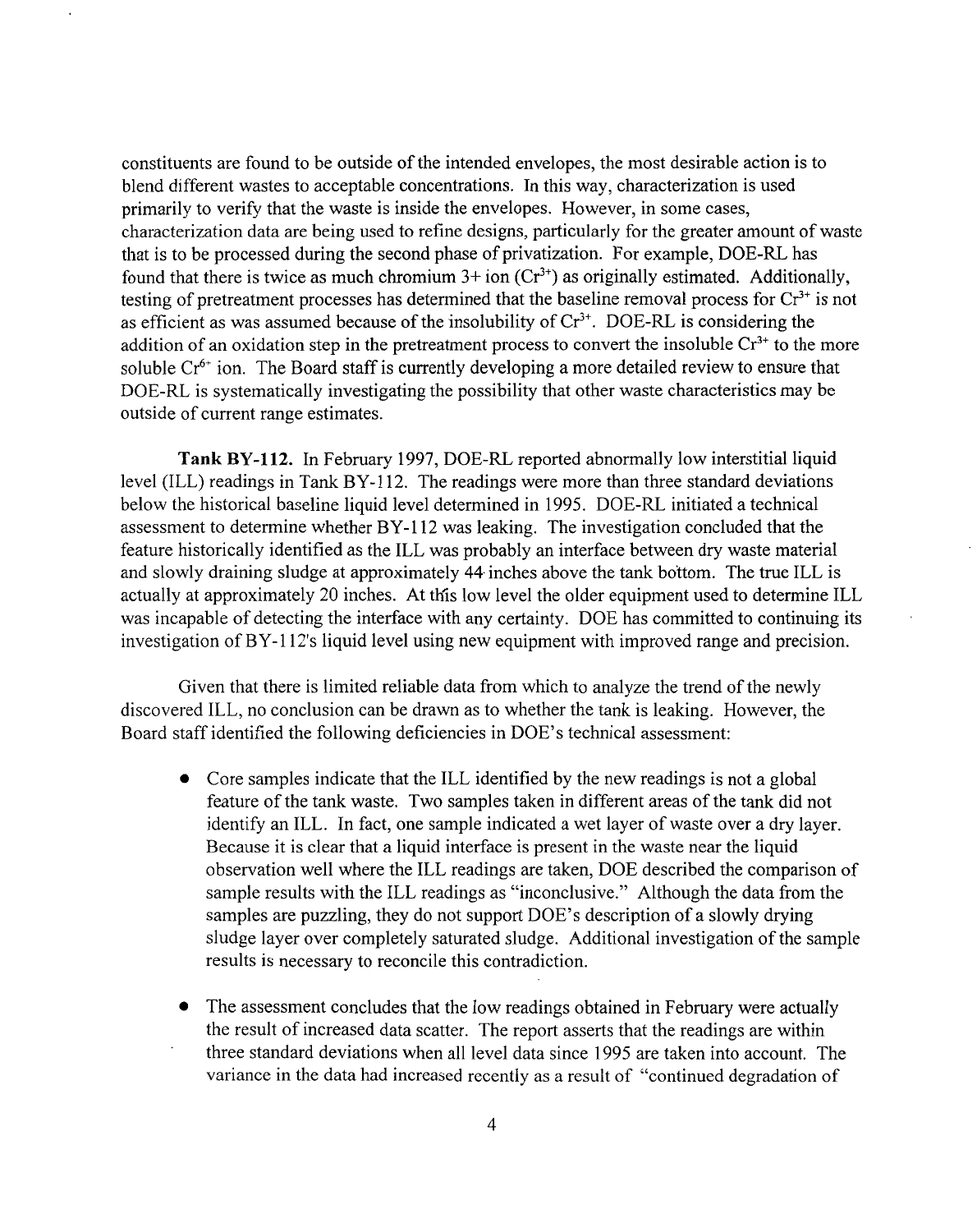constituents are found to be outside of the intended envelopes, the most desirable action is to blend different wastes to acceptable concentrations. In this way, characterization is used primarily to verify that the waste is inside the envelopes. However, in some cases, characterization data are being used to refine designs, particularly for the greater amount of waste that is to be processed during the second phase of privatization. For example, DOE-RL has found that there is twice as much chromium 3+ ion ($Cr^{3+}$) as originally estimated. Additionally, testing of pretreatment processes has determined that the baseline removal process for $Cr^{3+}$ is not as efficient as was assumed because of the insolubility of $Cr^{3+}$. DOE-RL is considering the addition of an oxidation step in the pretreatment process to convert the insoluble $Cr^{3+}$ to the more soluble $Cr^{6+}$ ion. The Board staff is currently developing a more detailed review to ensure that DOE-RL is systematically investigating the possibility that other waste characteristics may be outside of current range estimates.

**Tank BY-112.** In February 1997, DOE-RL reported abnormally low interstitial liquid level (ILL) readings in Tank BY-112. The readings were more than three standard deviations below the historical baseline liquid level determined in 1995. DOE-RL initiated a technical assessment to determine whether BY-112 was leaking. The investigation concluded that the feature historically identified as the ILL was probably an interface between dry waste material and slowly draining sludge at approximately 44 inches above the tank bottom. The true ILL is actually at approximately 20 inches. At this low level the older equipment used to determine ILL was incapable of detecting the interface with any certainty. DOE has committed to continuing its investigation of BY-112's liquid level using new equipment with improved range and precision.

Given that there is limited reliable data from which to analyze the trend of the newly discovered ILL, no conclusion can be drawn as to whether the tank is leaking. However, the Board staff identified the following deficiencies in DOE's technical assessment:

- Core samples indicate that the ILL identified by the new readings is not a global feature of the tank waste. Two samples taken in different areas of the tank did not identify an ILL. In fact, one sample indicated a wet layer of waste over a dry layer. Because it is clear that a liquid interface is present in the waste near the liquid observation well where the ILL readings are taken, DOE described the comparison of sample results with the ILL readings as "inconclusive." Although the data from the samples are puzzling, they do not support DOE's description of a slowly drying sludge layer over completely saturated sludge. Additional investigation of the sample results is necessary to reconcile this contradiction.

- The assessment concludes that the low readings obtained in February were actually the result of increased data scatter. The report asserts that the readings are within three standard deviations when all level data since 1995 are taken into account. The variance in the data had increased recently as a result of "continued degradation of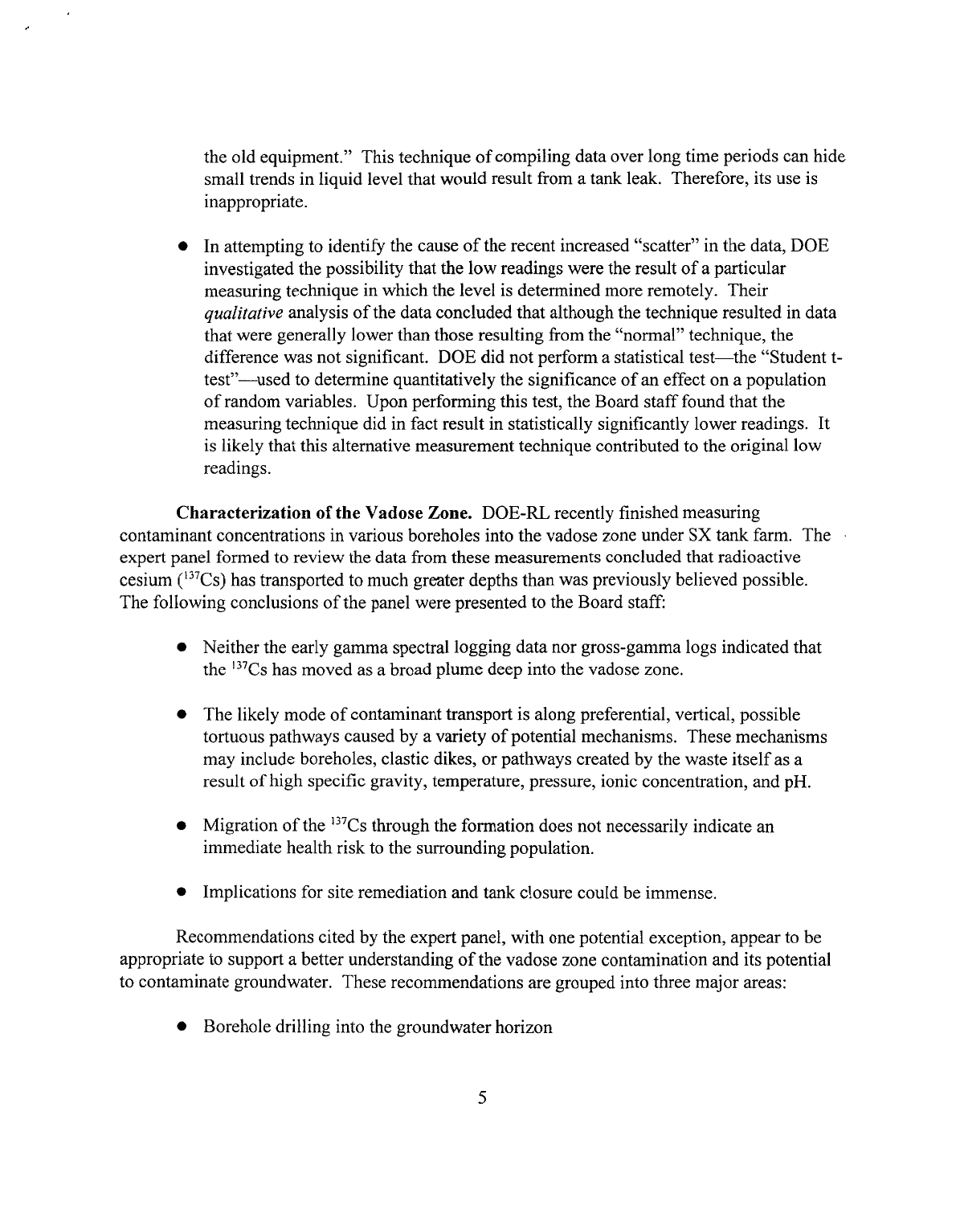the old equipment." This technique of compiling data over long time periods can hide small trends in liquid level that would result from a tank leak. Therefore, its use is inappropriate.

- In attempting to identify the cause of the recent increased "scatter" in the data, DOE investigated the possibility that the low readings were the result of a particular measuring technique in which the level is determined more remotely. Their *qualitative* analysis of the data concluded that although the technique resulted in data that were generally lower than those resulting from the "normal" technique, the difference was not significant. DOE did not perform a statistical test—the "Student t-test"—used to determine quantitatively the significance of an effect on a population of random variables. Upon performing this test, the Board staff found that the measuring technique did in fact result in statistically significantly lower readings. It is likely that this alternative measurement technique contributed to the original low readings.

**Characterization of the Vadose Zone.** DOE-RL recently finished measuring contaminant concentrations in various boreholes into the vadose zone under SX tank farm. The expert panel formed to review the data from these measurements concluded that radioactive cesium ($^{137}Cs$) has transported to much greater depths than was previously believed possible. The following conclusions of the panel were presented to the Board staff:

- Neither the early gamma spectral logging data nor gross-gamma logs indicated that the $^{137}Cs$ has moved as a broad plume deep into the vadose zone.

- The likely mode of contaminant transport is along preferential, vertical, possible tortuous pathways caused by a variety of potential mechanisms. These mechanisms may include boreholes, clastic dikes, or pathways created by the waste itself as a result of high specific gravity, temperature, pressure, ionic concentration, and pH.

- Migration of the $^{137}Cs$ through the formation does not necessarily indicate an immediate health risk to the surrounding population.

- Implications for site remediation and tank closure could be immense.

Recommendations cited by the expert panel, with one potential exception, appear to be appropriate to support a better understanding of the vadose zone contamination and its potential to contaminate groundwater. These recommendations are grouped into three major areas:

- Borehole drilling into the groundwater horizon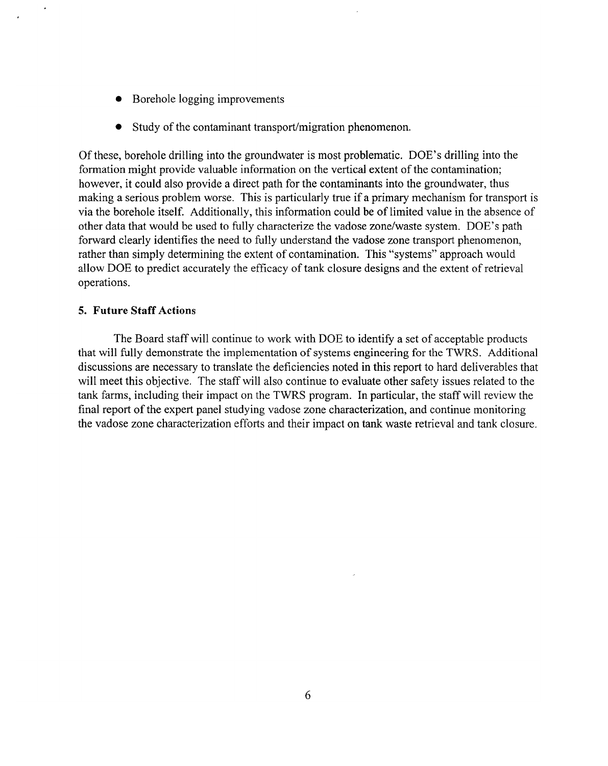- Borehole logging improvements
- Study of the contaminant transport/migration phenomenon.

Of these, borehole drilling into the groundwater is most problematic. DOE's drilling into the formation might provide valuable information on the vertical extent of the contamination; however, it could also provide a direct path for the contaminants into the groundwater, thus making a serious problem worse. This is particularly true if a primary mechanism for transport is via the borehole itself. Additionally, this information could be of limited value in the absence of other data that would be used to fully characterize the vadose zone/waste system. DOE's path forward clearly identifies the need to fully understand the vadose zone transport phenomenon, rather than simply determining the extent of contamination. This "systems" approach would allow DOE to predict accurately the efficacy of tank closure designs and the extent of retrieval operations.

### 5. Future Staff Actions

The Board staff will continue to work with DOE to identify a set of acceptable products that will fully demonstrate the implementation of systems engineering for the TWRS. Additional discussions are necessary to translate the deficiencies noted in this report to hard deliverables that will meet this objective. The staff will also continue to evaluate other safety issues related to the tank farms, including their impact on the TWRS program. In particular, the staff will review the final report of the expert panel studying vadose zone characterization, and continue monitoring the vadose zone characterization efforts and their impact on tank waste retrieval and tank closure.